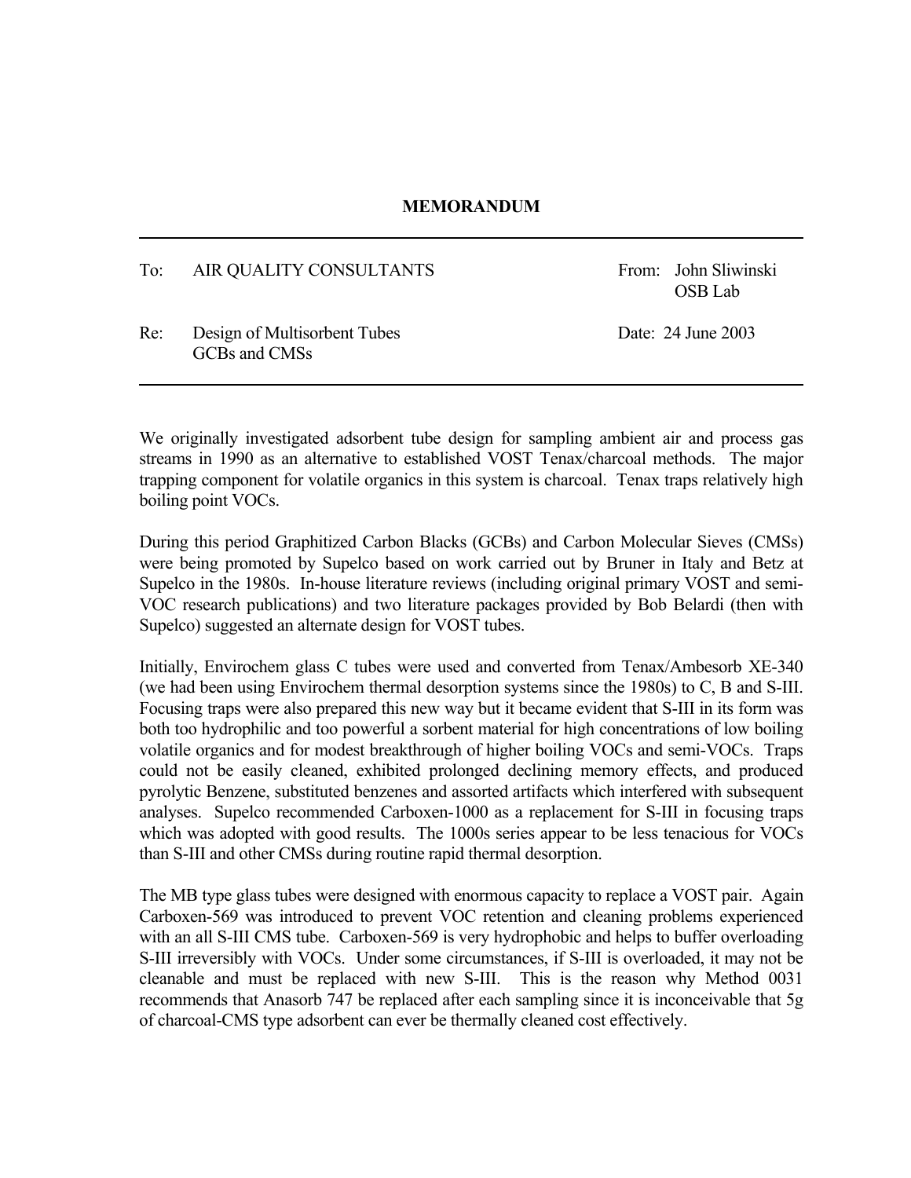# MEMORANDUM

| | | | |
|---|---|---|---|
| To: | AIR QUALITY CONSULTANTS | From: | John Sliwinski<br>OSB Lab |
| Re: | Design of Multisorbent Tubes<br>GCBs and CMSs | Date: | 24 June 2003 |

We originally investigated adsorbent tube design for sampling ambient air and process gas streams in 1990 as an alternative to established VOST Tenax/charcoal methods. The major trapping component for volatile organics in this system is charcoal. Tenax traps relatively high boiling point VOCs.

During this period Graphitized Carbon Blacks (GCBs) and Carbon Molecular Sieves (CMSs) were being promoted by Supelco based on work carried out by Bruner in Italy and Betz at Supelco in the 1980s. In-house literature reviews (including original primary VOST and semi-VOC research publications) and two literature packages provided by Bob Belardi (then with Supelco) suggested an alternate design for VOST tubes.

Initially, Envirochem glass C tubes were used and converted from Tenax/Ambesorb XE-340 (we had been using Envirochem thermal desorption systems since the 1980s) to C, B and S-III. Focusing traps were also prepared this new way but it became evident that S-III in its form was both too hydrophilic and too powerful a sorbent material for high concentrations of low boiling volatile organics and for modest breakthrough of higher boiling VOCs and semi-VOCs. Traps could not be easily cleaned, exhibited prolonged declining memory effects, and produced pyrolytic Benzene, substituted benzenes and assorted artifacts which interfered with subsequent analyses. Supelco recommended Carboxen-1000 as a replacement for S-III in focusing traps which was adopted with good results. The 1000s series appear to be less tenacious for VOCs than S-III and other CMSs during routine rapid thermal desorption.

The MB type glass tubes were designed with enormous capacity to replace a VOST pair. Again Carboxen-569 was introduced to prevent VOC retention and cleaning problems experienced with an all S-III CMS tube. Carboxen-569 is very hydrophobic and helps to buffer overloading S-III irreversibly with VOCs. Under some circumstances, if S-III is overloaded, it may not be cleanable and must be replaced with new S-III. This is the reason why Method 0031 recommends that Anasorb 747 be replaced after each sampling since it is inconceivable that 5g of charcoal-CMS type adsorbent can ever be thermally cleaned cost effectively.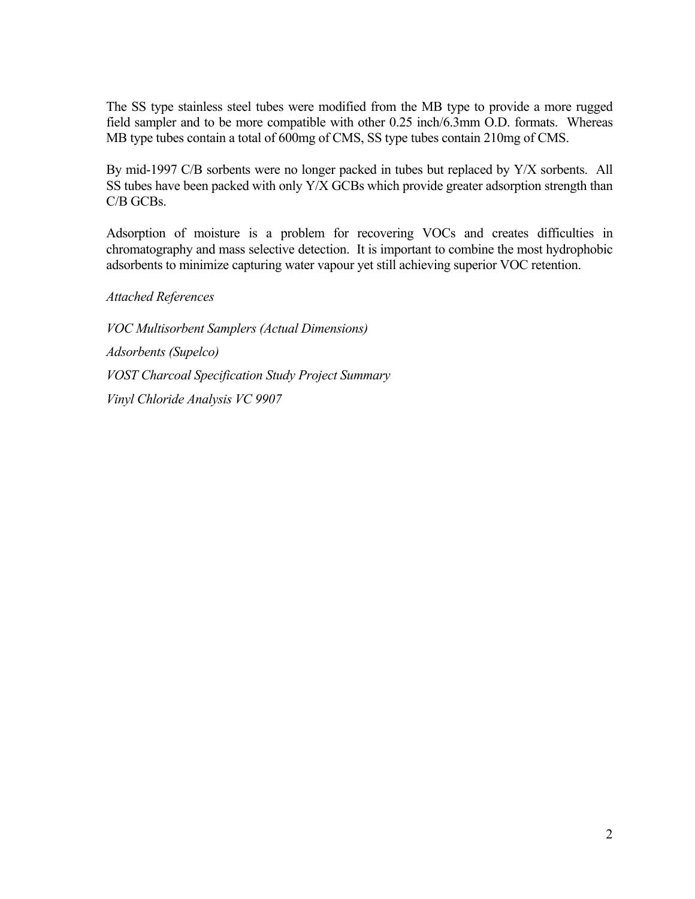The SS type stainless steel tubes were modified from the MB type to provide a more rugged field sampler and to be more compatible with other 0.25 inch/6.3mm O.D. formats. Whereas MB type tubes contain a total of 600mg of CMS, SS type tubes contain 210mg of CMS.

By mid-1997 C/B sorbents were no longer packed in tubes but replaced by Y/X sorbents. All SS tubes have been packed with only Y/X GCBs which provide greater adsorption strength than C/B GCBs.

Adsorption of moisture is a problem for recovering VOCs and creates difficulties in chromatography and mass selective detection. It is important to combine the most hydrophobic adsorbents to minimize capturing water vapour yet still achieving superior VOC retention.

*Attached References*

*VOC Multisorbent Samplers (Actual Dimensions)*

*Adsorbents (Supelco)*

*VOST Charcoal Specification Study Project Summary*

*Vinyl Chloride Analysis VC 9907*